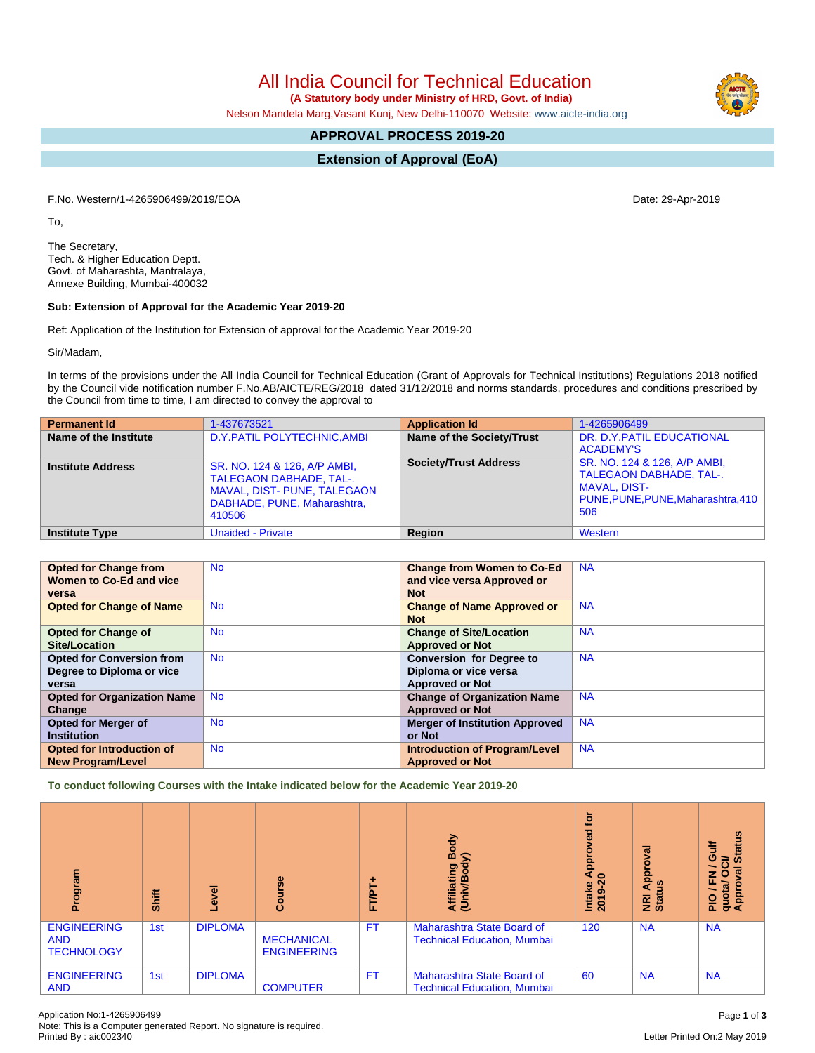# All India Council for Technical Education

**(A Statutory body under Ministry of HRD, Govt. of India)**

Nelson Mandela Marg,Vasant Kunj, New Delhi-110070 Website: www.aicte-india.org

## APPROVAL PROCESS 2019-20

## Extension of Approval (EoA)

F.No. Western/1-4265906499/2019/EOA

Date: 29-Apr-2019

To,

The Secretary,
Tech. & Higher Education Deptt.
Govt. of Maharashta, Mantralaya,
Annexe Building, Mumbai-400032

**Sub: Extension of Approval for the Academic Year 2019-20**

Ref: Application of the Institution for Extension of approval for the Academic Year 2019-20

Sir/Madam,

In terms of the provisions under the All India Council for Technical Education (Grant of Approvals for Technical Institutions) Regulations 2018 notified by the Council vide notification number F.No.AB/AICTE/REG/2018 dated 31/12/2018 and norms standards, procedures and conditions prescribed by the Council from time to time, I am directed to convey the approval to

| **Permanent Id** | 1-437673521 | **Application Id** | 1-4265906499 |
|---|---|---|---|
| **Name of the Institute** | D.Y.PATIL POLYTECHNIC,AMBI | **Name of the Society/Trust** | DR. D.Y.PATIL EDUCATIONAL ACADEMY'S |
| **Institute Address** | SR. NO. 124 & 126, A/P AMBI, TALEGAON DABHADE, TAL-. MAVAL, DIST- PUNE, TALEGAON DABHADE, PUNE, Maharashtra, 410506 | **Society/Trust Address** | SR. NO. 124 & 126, A/P AMBI, TALEGAON DABHADE, TAL-. MAVAL, DIST-PUNE,PUNE,PUNE,Maharashtra,410 506 |
| **Institute Type** | Unaided - Private | **Region** | Western |

| **Opted for Change from Women to Co-Ed and vice versa** | No | **Change from Women to Co-Ed and vice versa Approved or Not** | NA |
|---|---|---|---|
| **Opted for Change of Name** | No | **Change of Name Approved or Not** | NA |
| **Opted for Change of Site/Location** | No | **Change of Site/Location Approved or Not** | NA |
| **Opted for Conversion from Degree to Diploma or vice versa** | No | **Conversion for Degree to Diploma or vice versa Approved or Not** | NA |
| **Opted for Organization Name Change** | No | **Change of Organization Name Approved or Not** | NA |
| **Opted for Merger of Institution** | No | **Merger of Institution Approved or Not** | NA |
| **Opted for Introduction of New Program/Level** | No | **Introduction of Program/Level Approved or Not** | NA |

**To conduct following Courses with the Intake indicated below for the Academic Year 2019-20**

| Program | Shift | Level | Course | FT/PT+ | Affiliating Body (Univ/Body) | Intake Approved for 2019-20 | NRI Approval Status | PIO / FN / Gulf quota/ OCI/ Approval Status |
|---|---|---|---|---|---|---|---|---|
| ENGINEERING AND TECHNOLOGY | 1st | DIPLOMA | MECHANICAL ENGINEERING | FT | Maharashtra State Board of Technical Education, Mumbai | 120 | NA | NA |
| ENGINEERING AND | 1st | DIPLOMA | COMPUTER | FT | Maharashtra State Board of Technical Education, Mumbai | 60 | NA | NA |

Application No:1-4265906499
Note: This is a Computer generated Report. No signature is required.
Printed By : aic002340

Letter Printed On:2 May 2019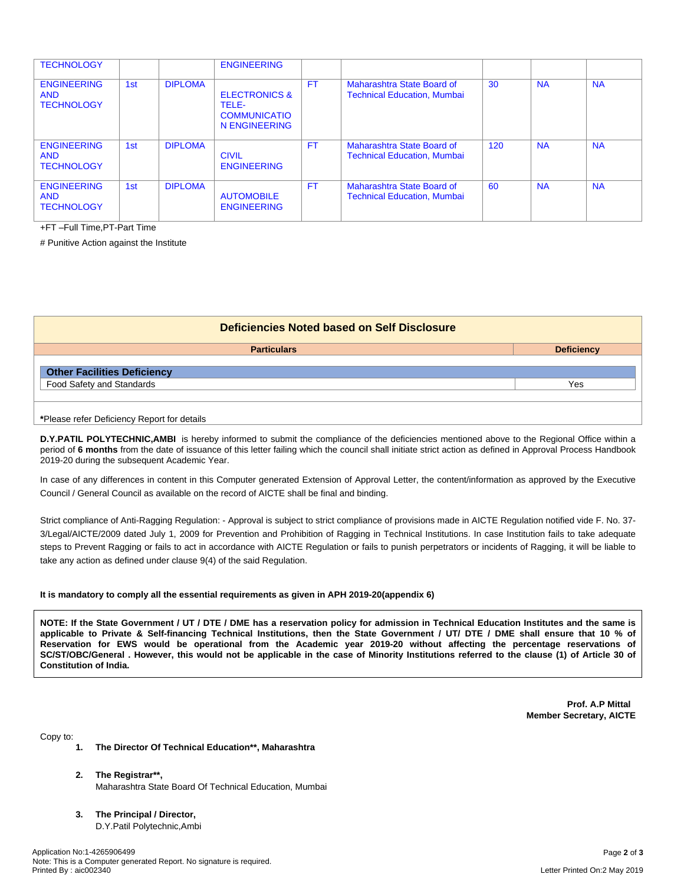| TECHNOLOGY | | | ENGINEERING | | | | | |
|---|---|---|---|---|---|---|---|---|
| ENGINEERING AND TECHNOLOGY | 1st | DIPLOMA | ELECTRONICS & TELE-COMMUNICATION ENGINEERING | FT | Maharashtra State Board of Technical Education, Mumbai | 30 | NA | NA |
| ENGINEERING AND TECHNOLOGY | 1st | DIPLOMA | CIVIL ENGINEERING | FT | Maharashtra State Board of Technical Education, Mumbai | 120 | NA | NA |
| ENGINEERING AND TECHNOLOGY | 1st | DIPLOMA | AUTOMOBILE ENGINEERING | FT | Maharashtra State Board of Technical Education, Mumbai | 60 | NA | NA |

+FT –Full Time,PT-Part Time

# Punitive Action against the Institute

## Deficiencies Noted based on Self Disclosure

| Particulars | Deficiency |
|---|---|
| **Other Facilities Deficiency** | |
| Food Safety and Standards | Yes |

***Please refer Deficiency Report for details**

**D.Y.PATIL POLYTECHNIC,AMBI** is hereby informed to submit the compliance of the deficiencies mentioned above to the Regional Office within a period of **6 months** from the date of issuance of this letter failing which the council shall initiate strict action as defined in Approval Process Handbook 2019-20 during the subsequent Academic Year.

In case of any differences in content in this Computer generated Extension of Approval Letter, the content/information as approved by the Executive Council / General Council as available on the record of AICTE shall be final and binding.

Strict compliance of Anti-Ragging Regulation: - Approval is subject to strict compliance of provisions made in AICTE Regulation notified vide F. No. 37-3/Legal/AICTE/2009 dated July 1, 2009 for Prevention and Prohibition of Ragging in Technical Institutions. In case Institution fails to take adequate steps to Prevent Ragging or fails to act in accordance with AICTE Regulation or fails to punish perpetrators or incidents of Ragging, it will be liable to take any action as defined under clause 9(4) of the said Regulation.

**It is mandatory to comply all the essential requirements as given in APH 2019-20(appendix 6)**

**NOTE: If the State Government / UT / DTE / DME has a reservation policy for admission in Technical Education Institutes and the same is applicable to Private & Self-financing Technical Institutions, then the State Government / UT/ DTE / DME shall ensure that 10 % of Reservation for EWS would be operational from the Academic year 2019-20 without affecting the percentage reservations of SC/ST/OBC/General . However, this would not be applicable in the case of Minority Institutions referred to the clause (1) of Article 30 of Constitution of India.**

**Prof. A.P Mittal**
**Member Secretary, AICTE**

Copy to:

1. **The Director Of Technical Education\*\*, Maharashtra**

2. **The Registrar\*\*,**
   Maharashtra State Board Of Technical Education, Mumbai

3. **The Principal / Director,**
   D.Y.Patil Polytechnic,Ambi

Application No:1-4265906499
Note: This is a Computer generated Report. No signature is required.
Printed By : aic002340

Letter Printed On:2 May 2019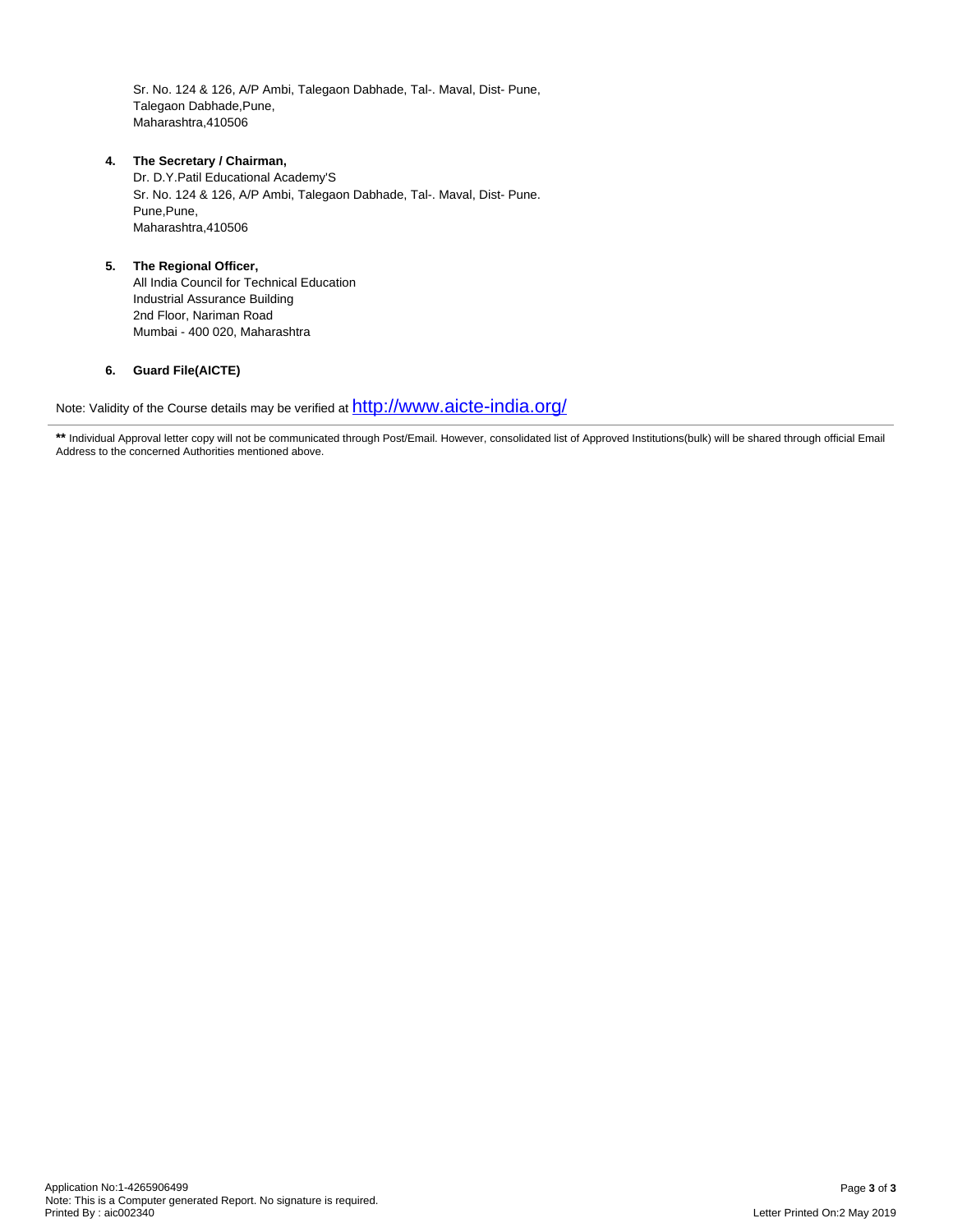Sr. No. 124 & 126, A/P Ambi, Talegaon Dabhade, Tal-. Maval, Dist- Pune,
Talegaon Dabhade,Pune,
Maharashtra,410506

4. **The Secretary / Chairman,**
   Dr. D.Y.Patil Educational Academy'S
   Sr. No. 124 & 126, A/P Ambi, Talegaon Dabhade, Tal-. Maval, Dist- Pune.
   Pune,Pune,
   Maharashtra,410506

5. **The Regional Officer,**
   All India Council for Technical Education
   Industrial Assurance Building
   2nd Floor, Nariman Road
   Mumbai - 400 020, Maharashtra

6. **Guard File(AICTE)**

Note: Validity of the Course details may be verified at http://www.aicte-india.org/

---

**\*\*** Individual Approval letter copy will not be communicated through Post/Email. However, consolidated list of Approved Institutions(bulk) will be shared through official Email Address to the concerned Authorities mentioned above.

Application No:1-4265906499
Note: This is a Computer generated Report. No signature is required.
Printed By : aic002340

Letter Printed On:2 May 2019